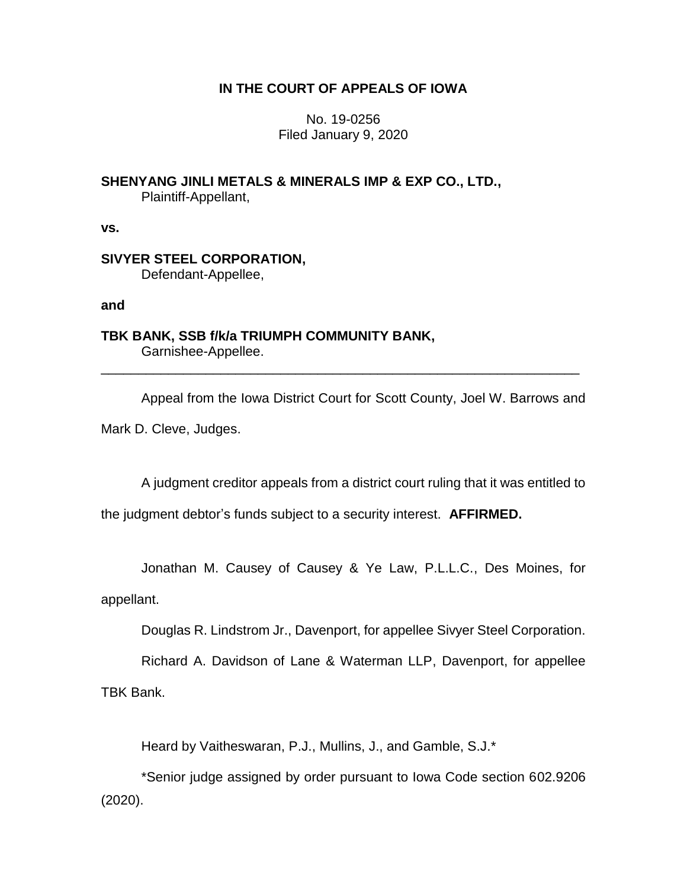**IN THE COURT OF APPEALS OF IOWA**

No. 19-0256
Filed January 9, 2020

**SHENYANG JINLI METALS & MINERALS IMP & EXP CO., LTD.,**
Plaintiff-Appellant,

**vs.**

**SIVYER STEEL CORPORATION,**
Defendant-Appellee,

**and**

**TBK BANK, SSB f/k/a TRIUMPH COMMUNITY BANK,**
Garnishee-Appellee.

---

Appeal from the Iowa District Court for Scott County, Joel W. Barrows and Mark D. Cleve, Judges.

A judgment creditor appeals from a district court ruling that it was entitled to the judgment debtor's funds subject to a security interest. **AFFIRMED.**

Jonathan M. Causey of Causey & Ye Law, P.L.L.C., Des Moines, for appellant.

Douglas R. Lindstrom Jr., Davenport, for appellee Sivyer Steel Corporation.

Richard A. Davidson of Lane & Waterman LLP, Davenport, for appellee TBK Bank.

Heard by Vaitheswaran, P.J., Mullins, J., and Gamble, S.J.*

*Senior judge assigned by order pursuant to Iowa Code section 602.9206 (2020).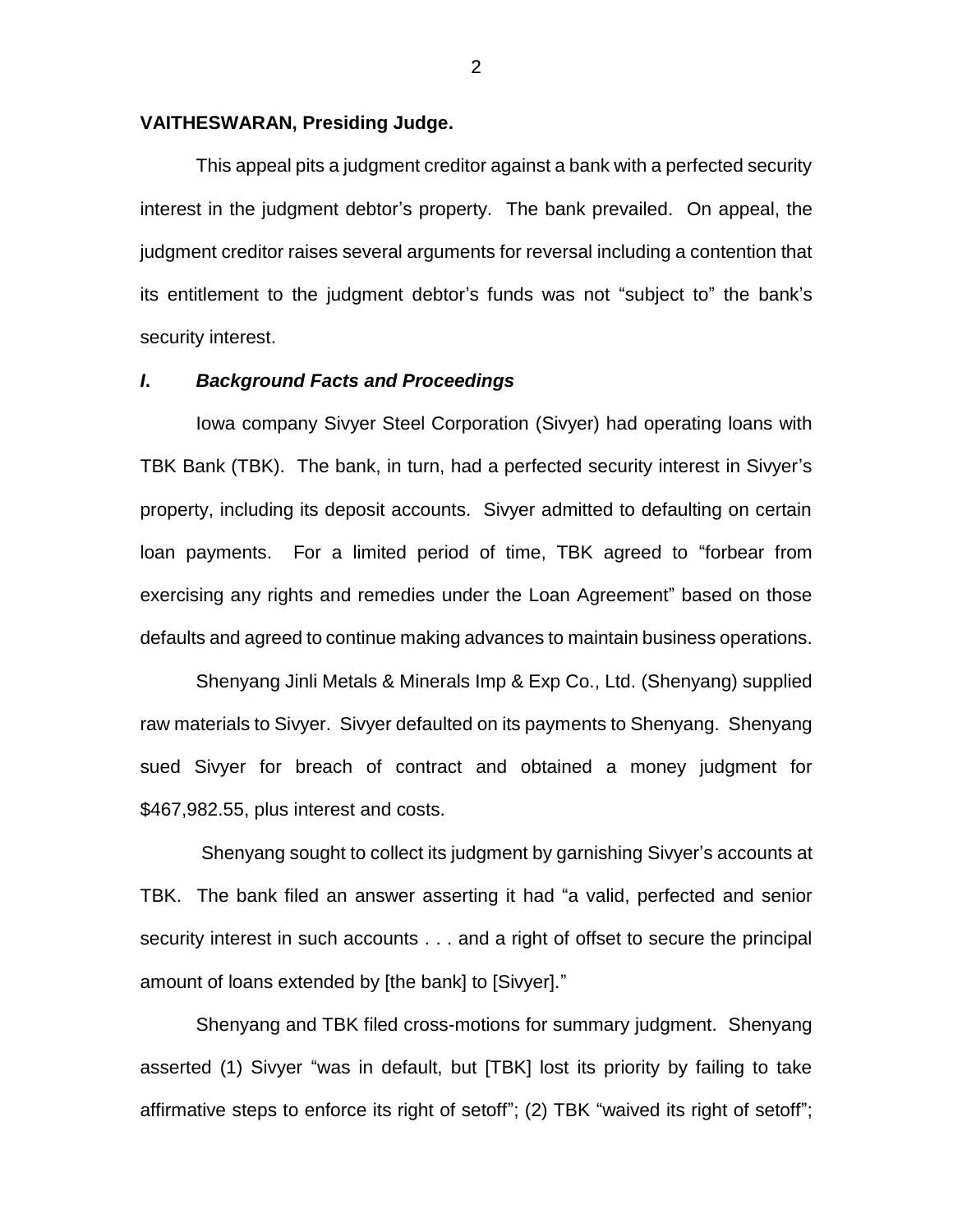**VAITHESWARAN, Presiding Judge.**

This appeal pits a judgment creditor against a bank with a perfected security interest in the judgment debtor's property. The bank prevailed. On appeal, the judgment creditor raises several arguments for reversal including a contention that its entitlement to the judgment debtor's funds was not "subject to" the bank's security interest.

## *I. Background Facts and Proceedings*

Iowa company Sivyer Steel Corporation (Sivyer) had operating loans with TBK Bank (TBK). The bank, in turn, had a perfected security interest in Sivyer's property, including its deposit accounts. Sivyer admitted to defaulting on certain loan payments. For a limited period of time, TBK agreed to "forbear from exercising any rights and remedies under the Loan Agreement" based on those defaults and agreed to continue making advances to maintain business operations.

Shenyang Jinli Metals & Minerals Imp & Exp Co., Ltd. (Shenyang) supplied raw materials to Sivyer. Sivyer defaulted on its payments to Shenyang. Shenyang sued Sivyer for breach of contract and obtained a money judgment for $467,982.55, plus interest and costs.

Shenyang sought to collect its judgment by garnishing Sivyer's accounts at TBK. The bank filed an answer asserting it had "a valid, perfected and senior security interest in such accounts . . . and a right of offset to secure the principal amount of loans extended by [the bank] to [Sivyer]."

Shenyang and TBK filed cross-motions for summary judgment. Shenyang asserted (1) Sivyer "was in default, but [TBK] lost its priority by failing to take affirmative steps to enforce its right of setoff"; (2) TBK "waived its right of setoff";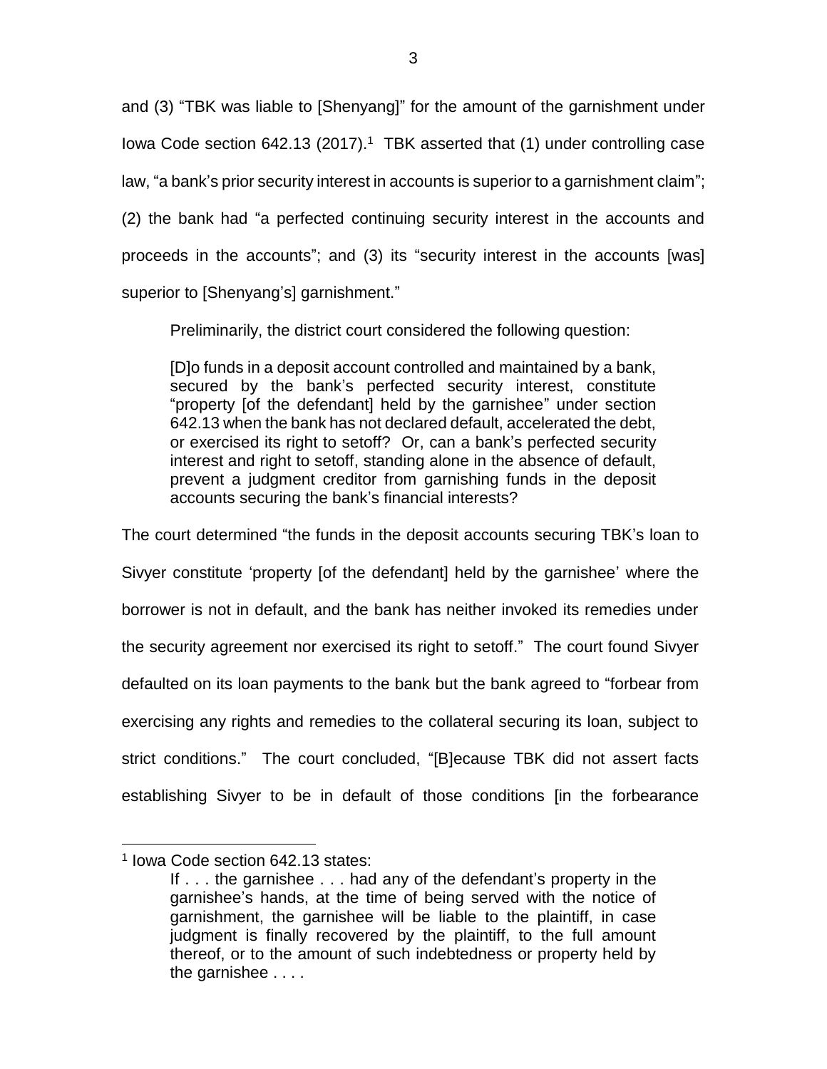and (3) "TBK was liable to [Shenyang]" for the amount of the garnishment under Iowa Code section 642.13 (2017).[1] TBK asserted that (1) under controlling case law, "a bank's prior security interest in accounts is superior to a garnishment claim"; (2) the bank had "a perfected continuing security interest in the accounts and proceeds in the accounts"; and (3) its "security interest in the accounts [was] superior to [Shenyang's] garnishment."

Preliminarily, the district court considered the following question:

> [D]o funds in a deposit account controlled and maintained by a bank, secured by the bank's perfected security interest, constitute "property [of the defendant] held by the garnishee" under section 642.13 when the bank has not declared default, accelerated the debt, or exercised its right to setoff? Or, can a bank's perfected security interest and right to setoff, standing alone in the absence of default, prevent a judgment creditor from garnishing funds in the deposit accounts securing the bank's financial interests?

The court determined "the funds in the deposit accounts securing TBK's loan to Sivyer constitute 'property [of the defendant] held by the garnishee' where the borrower is not in default, and the bank has neither invoked its remedies under the security agreement nor exercised its right to setoff." The court found Sivyer defaulted on its loan payments to the bank but the bank agreed to "forbear from exercising any rights and remedies to the collateral securing its loan, subject to strict conditions." The court concluded, "[B]ecause TBK did not assert facts establishing Sivyer to be in default of those conditions [in the forbearance

---

[1] Iowa Code section 642.13 states:

> If . . . the garnishee . . . had any of the defendant's property in the garnishee's hands, at the time of being served with the notice of garnishment, the garnishee will be liable to the plaintiff, in case judgment is finally recovered by the plaintiff, to the full amount thereof, or to the amount of such indebtedness or property held by the garnishee . . . .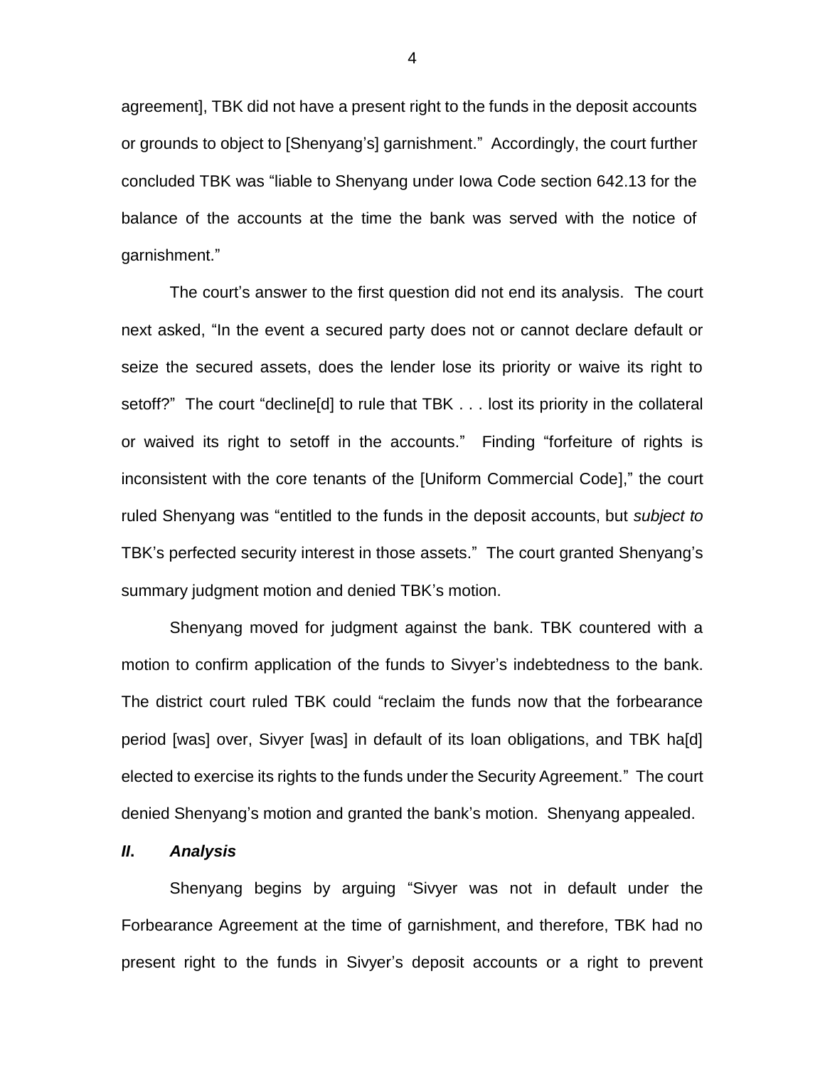agreement], TBK did not have a present right to the funds in the deposit accounts or grounds to object to [Shenyang's] garnishment." Accordingly, the court further concluded TBK was "liable to Shenyang under Iowa Code section 642.13 for the balance of the accounts at the time the bank was served with the notice of garnishment."

The court's answer to the first question did not end its analysis. The court next asked, "In the event a secured party does not or cannot declare default or seize the secured assets, does the lender lose its priority or waive its right to setoff?" The court "decline[d] to rule that TBK . . . lost its priority in the collateral or waived its right to setoff in the accounts." Finding "forfeiture of rights is inconsistent with the core tenants of the [Uniform Commercial Code]," the court ruled Shenyang was "entitled to the funds in the deposit accounts, but *subject to* TBK's perfected security interest in those assets." The court granted Shenyang's summary judgment motion and denied TBK's motion.

Shenyang moved for judgment against the bank. TBK countered with a motion to confirm application of the funds to Sivyer's indebtedness to the bank. The district court ruled TBK could "reclaim the funds now that the forbearance period [was] over, Sivyer [was] in default of its loan obligations, and TBK ha[d] elected to exercise its rights to the funds under the Security Agreement." The court denied Shenyang's motion and granted the bank's motion. Shenyang appealed.

## *II. Analysis*

Shenyang begins by arguing "Sivyer was not in default under the Forbearance Agreement at the time of garnishment, and therefore, TBK had no present right to the funds in Sivyer's deposit accounts or a right to prevent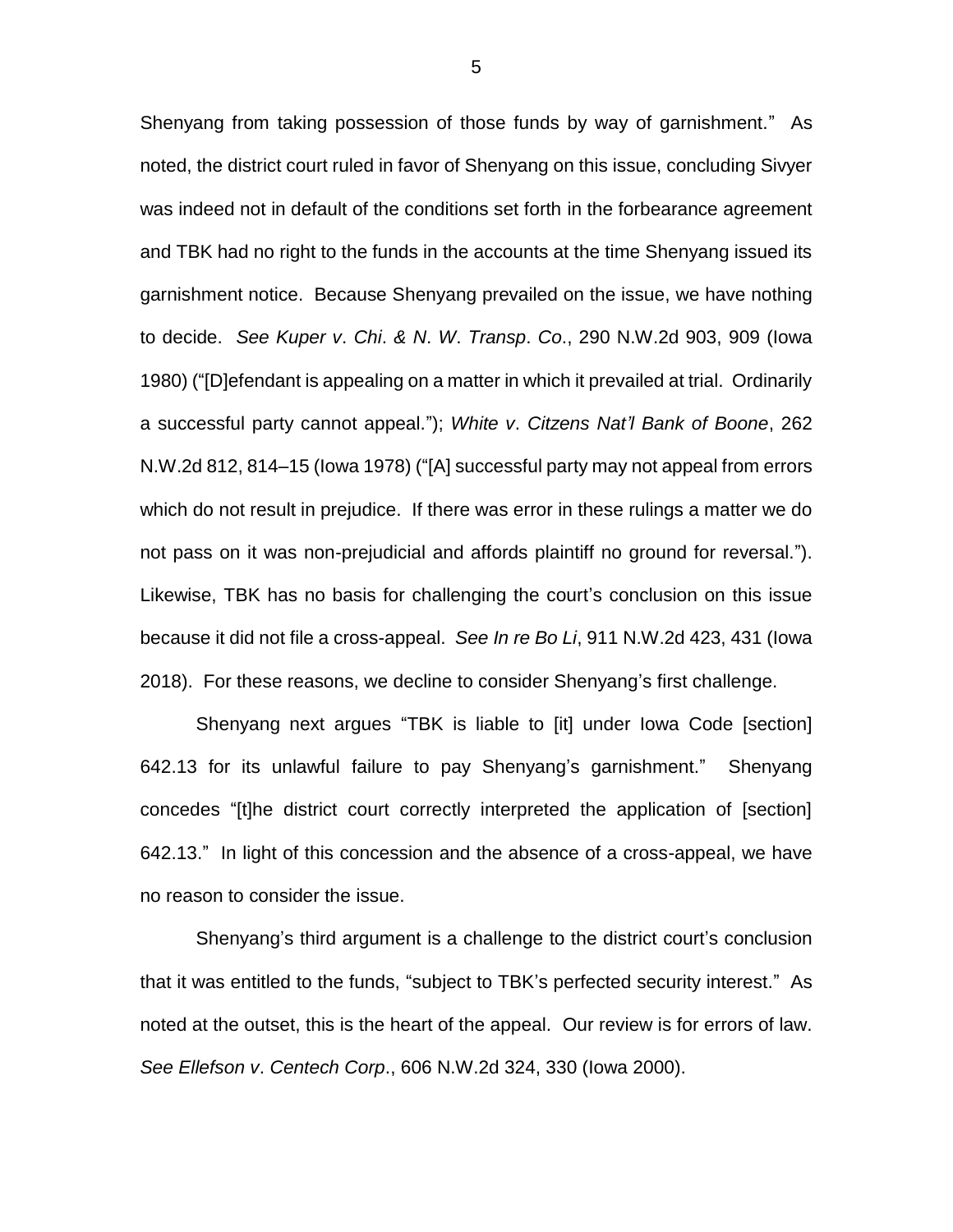Shenyang from taking possession of those funds by way of garnishment." As noted, the district court ruled in favor of Shenyang on this issue, concluding Sivyer was indeed not in default of the conditions set forth in the forbearance agreement and TBK had no right to the funds in the accounts at the time Shenyang issued its garnishment notice. Because Shenyang prevailed on the issue, we have nothing to decide. *See Kuper v. Chi. & N. W. Transp. Co.*, 290 N.W.2d 903, 909 (Iowa 1980) ("[D]efendant is appealing on a matter in which it prevailed at trial. Ordinarily a successful party cannot appeal."); *White v. Citizens Nat'l Bank of Boone*, 262 N.W.2d 812, 814–15 (Iowa 1978) ("[A] successful party may not appeal from errors which do not result in prejudice. If there was error in these rulings a matter we do not pass on it was non-prejudicial and affords plaintiff no ground for reversal."). Likewise, TBK has no basis for challenging the court's conclusion on this issue because it did not file a cross-appeal. *See In re Bo Li*, 911 N.W.2d 423, 431 (Iowa 2018). For these reasons, we decline to consider Shenyang's first challenge.

Shenyang next argues "TBK is liable to [it] under Iowa Code [section] 642.13 for its unlawful failure to pay Shenyang's garnishment." Shenyang concedes "[t]he district court correctly interpreted the application of [section] 642.13." In light of this concession and the absence of a cross-appeal, we have no reason to consider the issue.

Shenyang's third argument is a challenge to the district court's conclusion that it was entitled to the funds, "subject to TBK's perfected security interest." As noted at the outset, this is the heart of the appeal. Our review is for errors of law. *See Ellefson v. Centech Corp.*, 606 N.W.2d 324, 330 (Iowa 2000).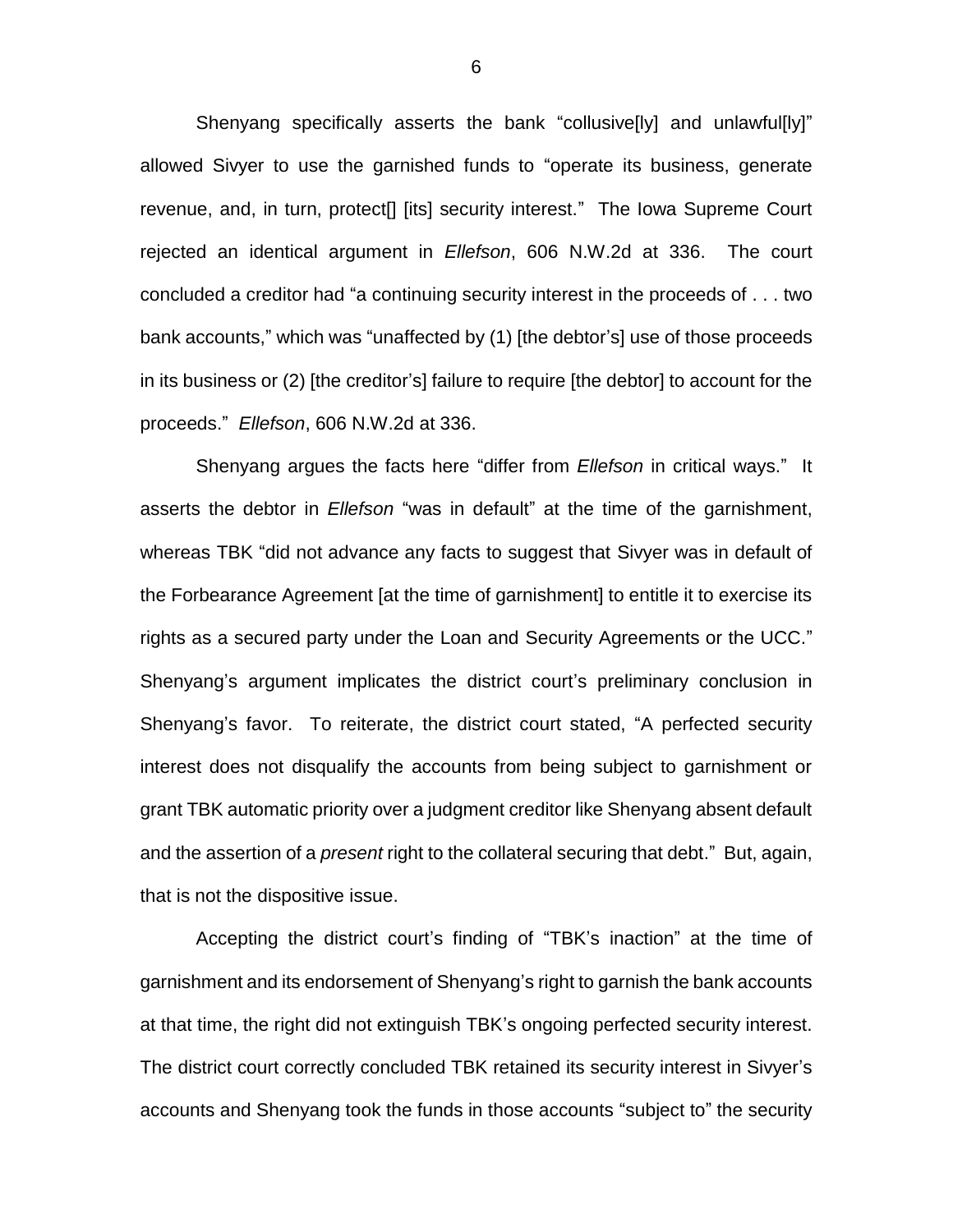Shenyang specifically asserts the bank "collusive[ly] and unlawful[ly]" allowed Sivyer to use the garnished funds to "operate its business, generate revenue, and, in turn, protect[] [its] security interest." The Iowa Supreme Court rejected an identical argument in *Ellefson*, 606 N.W.2d at 336. The court concluded a creditor had "a continuing security interest in the proceeds of . . . two bank accounts," which was "unaffected by (1) [the debtor's] use of those proceeds in its business or (2) [the creditor's] failure to require [the debtor] to account for the proceeds." *Ellefson*, 606 N.W.2d at 336.

Shenyang argues the facts here "differ from *Ellefson* in critical ways." It asserts the debtor in *Ellefson* "was in default" at the time of the garnishment, whereas TBK "did not advance any facts to suggest that Sivyer was in default of the Forbearance Agreement [at the time of garnishment] to entitle it to exercise its rights as a secured party under the Loan and Security Agreements or the UCC." Shenyang's argument implicates the district court's preliminary conclusion in Shenyang's favor. To reiterate, the district court stated, "A perfected security interest does not disqualify the accounts from being subject to garnishment or grant TBK automatic priority over a judgment creditor like Shenyang absent default and the assertion of a *present* right to the collateral securing that debt." But, again, that is not the dispositive issue.

Accepting the district court's finding of "TBK's inaction" at the time of garnishment and its endorsement of Shenyang's right to garnish the bank accounts at that time, the right did not extinguish TBK's ongoing perfected security interest. The district court correctly concluded TBK retained its security interest in Sivyer's accounts and Shenyang took the funds in those accounts "subject to" the security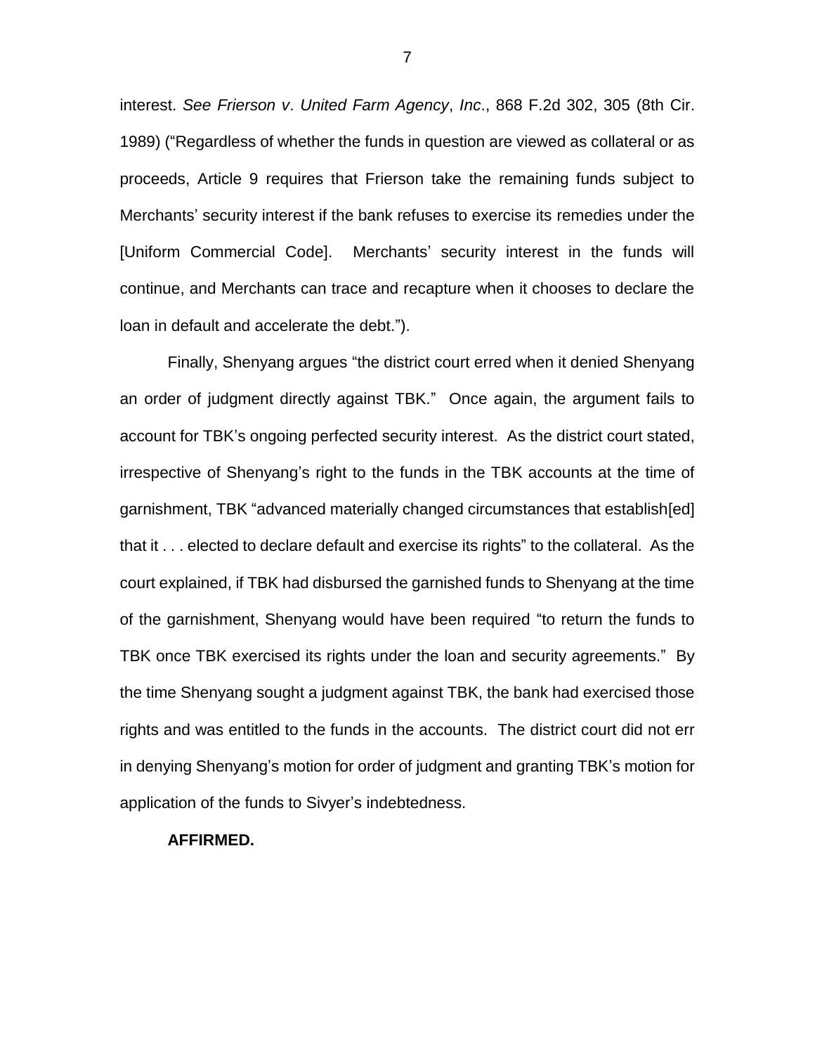interest. *See Frierson v. United Farm Agency, Inc.*, 868 F.2d 302, 305 (8th Cir. 1989) ("Regardless of whether the funds in question are viewed as collateral or as proceeds, Article 9 requires that Frierson take the remaining funds subject to Merchants' security interest if the bank refuses to exercise its remedies under the [Uniform Commercial Code]. Merchants' security interest in the funds will continue, and Merchants can trace and recapture when it chooses to declare the loan in default and accelerate the debt.").

Finally, Shenyang argues "the district court erred when it denied Shenyang an order of judgment directly against TBK." Once again, the argument fails to account for TBK's ongoing perfected security interest. As the district court stated, irrespective of Shenyang's right to the funds in the TBK accounts at the time of garnishment, TBK "advanced materially changed circumstances that establish[ed] that it . . . elected to declare default and exercise its rights" to the collateral. As the court explained, if TBK had disbursed the garnished funds to Shenyang at the time of the garnishment, Shenyang would have been required "to return the funds to TBK once TBK exercised its rights under the loan and security agreements." By the time Shenyang sought a judgment against TBK, the bank had exercised those rights and was entitled to the funds in the accounts. The district court did not err in denying Shenyang's motion for order of judgment and granting TBK's motion for application of the funds to Sivyer's indebtedness.

**AFFIRMED.**